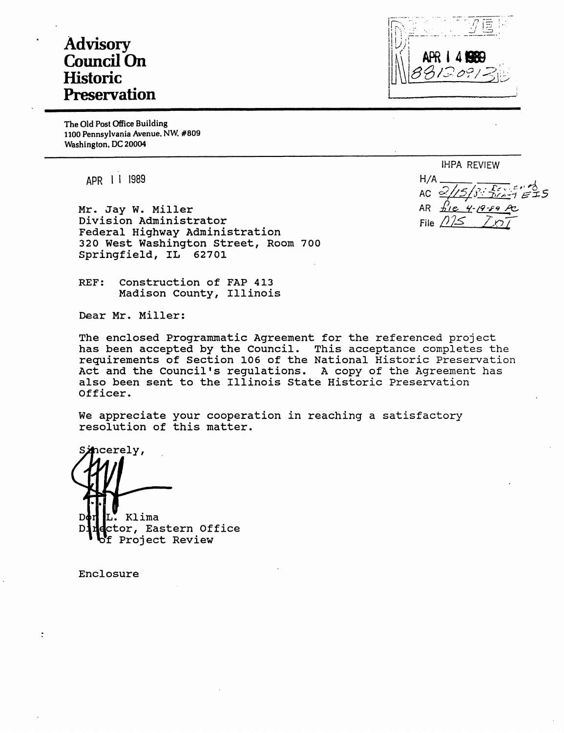# Advisory Council On Historic Preservation

The Old Post Office Building
1100 Pennsylvania Avenue, NW, #809
Washington, DC 20004

RECEIVED
APR 1 4 1989
8812091

IHPA REVIEW
H/A ______
AC 2/15/89 Revised Draft EIS
AR file 4-19-89 PC
File MS IDOT

APR 1 1 1989

Mr. Jay W. Miller
Division Administrator
Federal Highway Administration
320 West Washington Street, Room 700
Springfield, IL 62701

REF: Construction of FAP 413
Madison County, Illinois

Dear Mr. Miller:

The enclosed Programmatic Agreement for the referenced project has been accepted by the Council. This acceptance completes the requirements of Section 106 of the National Historic Preservation Act and the Council's regulations. A copy of the Agreement has also been sent to the Illinois State Historic Preservation Officer.

We appreciate your cooperation in reaching a satisfactory resolution of this matter.

Sincerely,

Don L. Klima
Director, Eastern Office
of Project Review

Enclosure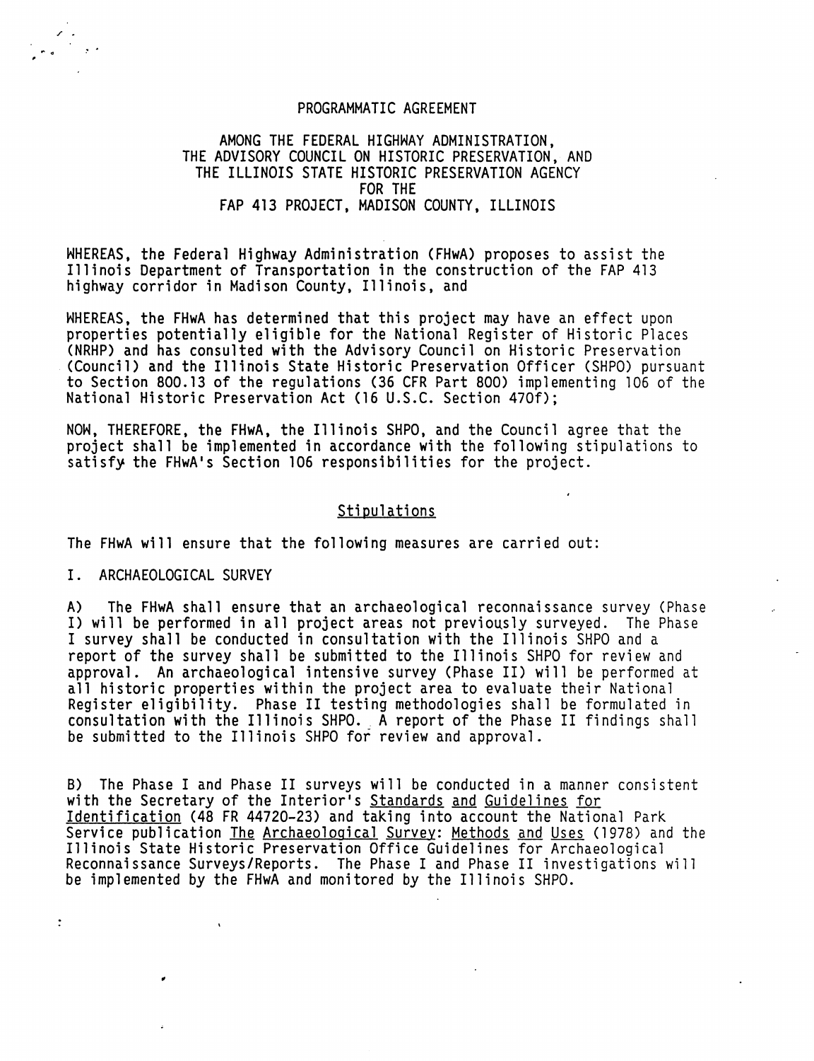# PROGRAMMATIC AGREEMENT

## AMONG THE FEDERAL HIGHWAY ADMINISTRATION, THE ADVISORY COUNCIL ON HISTORIC PRESERVATION, AND THE ILLINOIS STATE HISTORIC PRESERVATION AGENCY FOR THE FAP 413 PROJECT, MADISON COUNTY, ILLINOIS

WHEREAS, the Federal Highway Administration (FHwA) proposes to assist the Illinois Department of Transportation in the construction of the FAP 413 highway corridor in Madison County, Illinois, and

WHEREAS, the FHwA has determined that this project may have an effect upon properties potentially eligible for the National Register of Historic Places (NRHP) and has consulted with the Advisory Council on Historic Preservation (Council) and the Illinois State Historic Preservation Officer (SHPO) pursuant to Section 800.13 of the regulations (36 CFR Part 800) implementing 106 of the National Historic Preservation Act (16 U.S.C. Section 470f);

NOW, THEREFORE, the FHwA, the Illinois SHPO, and the Council agree that the project shall be implemented in accordance with the following stipulations to satisfy the FHwA's Section 106 responsibilities for the project.

## Stipulations

The FHwA will ensure that the following measures are carried out:

### I. ARCHAEOLOGICAL SURVEY

A) The FHwA shall ensure that an archaeological reconnaissance survey (Phase I) will be performed in all project areas not previously surveyed. The Phase I survey shall be conducted in consultation with the Illinois SHPO and a report of the survey shall be submitted to the Illinois SHPO for review and approval. An archaeological intensive survey (Phase II) will be performed at all historic properties within the project area to evaluate their National Register eligibility. Phase II testing methodologies shall be formulated in consultation with the Illinois SHPO. A report of the Phase II findings shall be submitted to the Illinois SHPO for review and approval.

B) The Phase I and Phase II surveys will be conducted in a manner consistent with the Secretary of the Interior's Standards and Guidelines for Identification (48 FR 44720-23) and taking into account the National Park Service publication The Archaeological Survey: Methods and Uses (1978) and the Illinois State Historic Preservation Office Guidelines for Archaeological Reconnaissance Surveys/Reports. The Phase I and Phase II investigations will be implemented by the FHwA and monitored by the Illinois SHPO.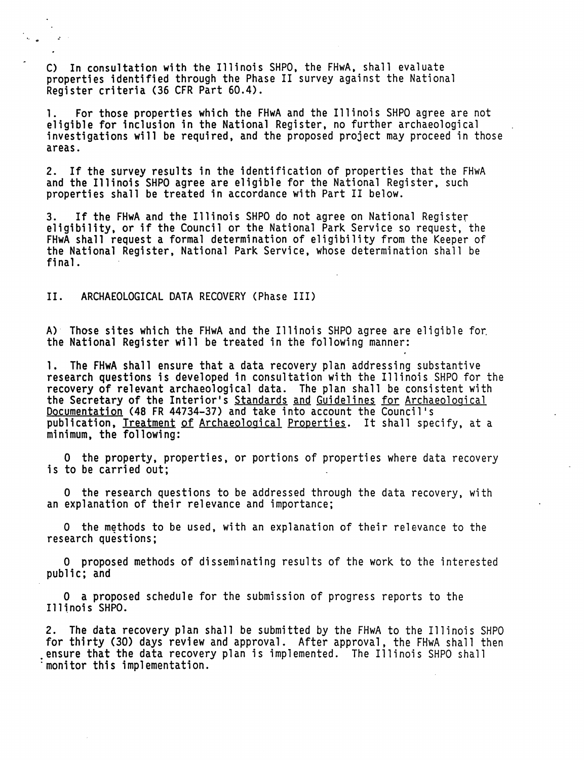C) In consultation with the Illinois SHPO, the FHwA, shall evaluate properties identified through the Phase II survey against the National Register criteria (36 CFR Part 60.4).

1. For those properties which the FHwA and the Illinois SHPO agree are not eligible for inclusion in the National Register, no further archaeological investigations will be required, and the proposed project may proceed in those areas.

2. If the survey results in the identification of properties that the FHwA and the Illinois SHPO agree are eligible for the National Register, such properties shall be treated in accordance with Part II below.

3. If the FHwA and the Illinois SHPO do not agree on National Register eligibility, or if the Council or the National Park Service so request, the FHwA shall request a formal determination of eligibility from the Keeper of the National Register, National Park Service, whose determination shall be final.

II. ARCHAEOLOGICAL DATA RECOVERY (Phase III)

A) Those sites which the FHwA and the Illinois SHPO agree are eligible for the National Register will be treated in the following manner:

1. The FHwA shall ensure that a data recovery plan addressing substantive research questions is developed in consultation with the Illinois SHPO for the recovery of relevant archaeological data. The plan shall be consistent with the Secretary of the Interior's Standards and Guidelines for Archaeological Documentation (48 FR 44734-37) and take into account the Council's publication, Treatment of Archaeological Properties. It shall specify, at a minimum, the following:

- the property, properties, or portions of properties where data recovery is to be carried out;
- the research questions to be addressed through the data recovery, with an explanation of their relevance and importance;
- the methods to be used, with an explanation of their relevance to the research questions;
- proposed methods of disseminating results of the work to the interested public; and
- a proposed schedule for the submission of progress reports to the Illinois SHPO.

2. The data recovery plan shall be submitted by the FHwA to the Illinois SHPO for thirty (30) days review and approval. After approval, the FHwA shall then ensure that the data recovery plan is implemented. The Illinois SHPO shall monitor this implementation.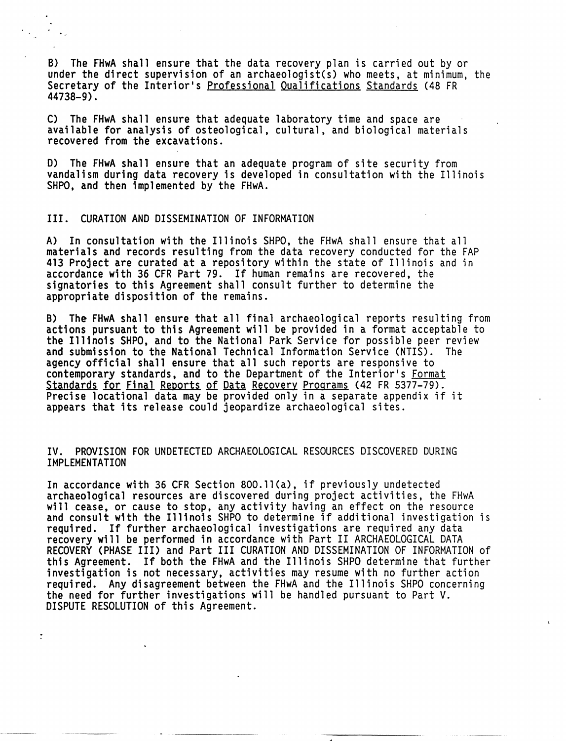B) The FHwA shall ensure that the data recovery plan is carried out by or under the direct supervision of an archaeologist(s) who meets, at minimum, the Secretary of the Interior's Professional Qualifications Standards (48 FR 44738-9).

C) The FHwA shall ensure that adequate laboratory time and space are available for analysis of osteological, cultural, and biological materials recovered from the excavations.

D) The FHwA shall ensure that an adequate program of site security from vandalism during data recovery is developed in consultation with the Illinois SHPO, and then implemented by the FHwA.

## III. CURATION AND DISSEMINATION OF INFORMATION

A) In consultation with the Illinois SHPO, the FHwA shall ensure that all materials and records resulting from the data recovery conducted for the FAP 413 Project are curated at a repository within the state of Illinois and in accordance with 36 CFR Part 79. If human remains are recovered, the signatories to this Agreement shall consult further to determine the appropriate disposition of the remains.

B) The FHwA shall ensure that all final archaeological reports resulting from actions pursuant to this Agreement will be provided in a format acceptable to the Illinois SHPO, and to the National Park Service for possible peer review and submission to the National Technical Information Service (NTIS). The agency official shall ensure that all such reports are responsive to contemporary standards, and to the Department of the Interior's Format Standards for Final Reports of Data Recovery Programs (42 FR 5377-79). Precise locational data may be provided only in a separate appendix if it appears that its release could jeopardize archaeological sites.

## IV. PROVISION FOR UNDETECTED ARCHAEOLOGICAL RESOURCES DISCOVERED DURING IMPLEMENTATION

In accordance with 36 CFR Section 800.11(a), if previously undetected archaeological resources are discovered during project activities, the FHwA will cease, or cause to stop, any activity having an effect on the resource and consult with the Illinois SHPO to determine if additional investigation is required. If further archaeological investigations are required any data recovery will be performed in accordance with Part II ARCHAEOLOGICAL DATA RECOVERY (PHASE III) and Part III CURATION AND DISSEMINATION OF INFORMATION of this Agreement. If both the FHwA and the Illinois SHPO determine that further investigation is not necessary, activities may resume with no further action required. Any disagreement between the FHwA and the Illinois SHPO concerning the need for further investigations will be handled pursuant to Part V. DISPUTE RESOLUTION of this Agreement.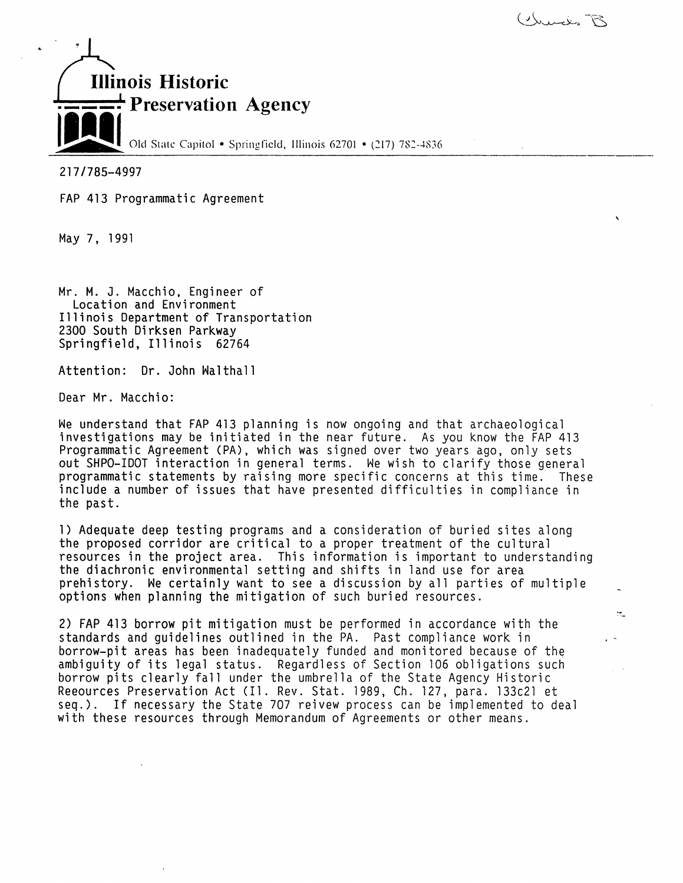# Illinois Historic Preservation Agency

Old State Capitol • Springfield, Illinois 62701 • (217) 782-4836

217/785-4997

FAP 413 Programmatic Agreement

May 7, 1991

Mr. M. J. Macchio, Engineer of
Location and Environment
Illinois Department of Transportation
2300 South Dirksen Parkway
Springfield, Illinois 62764

Attention: Dr. John Walthall

Dear Mr. Macchio:

We understand that FAP 413 planning is now ongoing and that archaeological investigations may be initiated in the near future. As you know the FAP 413 Programmatic Agreement (PA), which was signed over two years ago, only sets out SHPO-IDOT interaction in general terms. We wish to clarify those general programmatic statements by raising more specific concerns at this time. These include a number of issues that have presented difficulties in compliance in the past.

1) Adequate deep testing programs and a consideration of buried sites along the proposed corridor are critical to a proper treatment of the cultural resources in the project area. This information is important to understanding the diachronic environmental setting and shifts in land use for area prehistory. We certainly want to see a discussion by all parties of multiple options when planning the mitigation of such buried resources.

2) FAP 413 borrow pit mitigation must be performed in accordance with the standards and guidelines outlined in the PA. Past compliance work in borrow-pit areas has been inadequately funded and monitored because of the ambiguity of its legal status. Regardless of Section 106 obligations such borrow pits clearly fall under the umbrella of the State Agency Historic Reeources Preservation Act (Il. Rev. Stat. 1989, Ch. 127, para. 133c21 et seq.). If necessary the State 707 reivew process can be implemented to deal with these resources through Memorandum of Agreements or other means.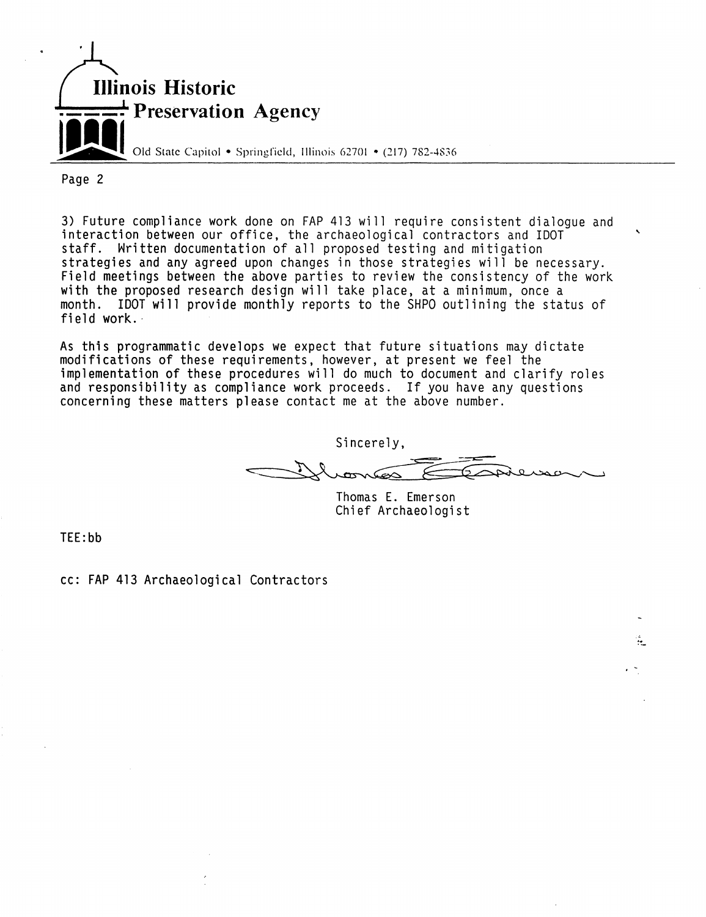**Illinois Historic Preservation Agency**

Old State Capitol • Springfield, Illinois 62701 • (217) 782-4836

Page 2

3) Future compliance work done on FAP 413 will require consistent dialogue and interaction between our office, the archaeological contractors and IDOT staff. Written documentation of all proposed testing and mitigation strategies and any agreed upon changes in those strategies will be necessary. Field meetings between the above parties to review the consistency of the work with the proposed research design will take place, at a minimum, once a month. IDOT will provide monthly reports to the SHPO outlining the status of field work.

As this programmatic develops we expect that future situations may dictate modifications of these requirements, however, at present we feel the implementation of these procedures will do much to document and clarify roles and responsibility as compliance work proceeds. If you have any questions concerning these matters please contact me at the above number.

Sincerely,

Thomas E. Emerson
Chief Archaeologist

TEE:bb

cc: FAP 413 Archaeological Contractors